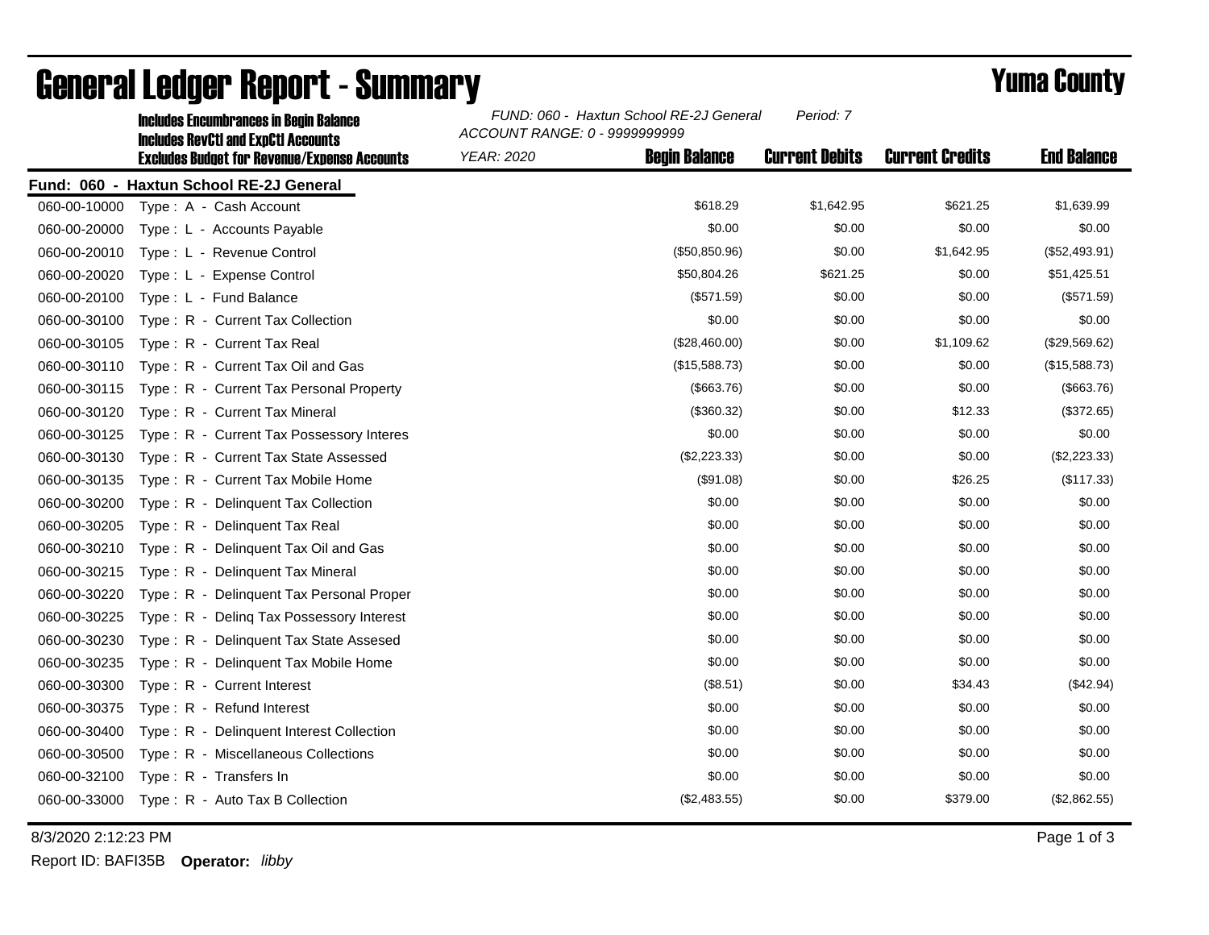# General Ledger Report - Summary

**Yuma County**

**Includes Encumbrances in Begin Balance**
**Includes RevCtl and ExpCtl Accounts**
**Excludes Budget for Revenue/Expense Accounts**

*FUND: 060 - Haxtun School RE-2J General* *Period: 7*
*ACCOUNT RANGE: 0 - 9999999999*
*YEAR: 2020*

**Fund: 060 - Haxtun School RE-2J General**

| Account | Description | Begin Balance | Current Debits | Current Credits | End Balance |
|---|---|---|---|---|---|
| 060-00-10000 | Type : A - Cash Account | $618.29 | $1,642.95 | $621.25 | $1,639.99 |
| 060-00-20000 | Type : L - Accounts Payable | $0.00 | $0.00 | $0.00 | $0.00 |
| 060-00-20010 | Type : L - Revenue Control | ($50,850.96) | $0.00 | $1,642.95 | ($52,493.91) |
| 060-00-20020 | Type : L - Expense Control | $50,804.26 | $621.25 | $0.00 | $51,425.51 |
| 060-00-20100 | Type : L - Fund Balance | ($571.59) | $0.00 | $0.00 | ($571.59) |
| 060-00-30100 | Type : R - Current Tax Collection | $0.00 | $0.00 | $0.00 | $0.00 |
| 060-00-30105 | Type : R - Current Tax Real | ($28,460.00) | $0.00 | $1,109.62 | ($29,569.62) |
| 060-00-30110 | Type : R - Current Tax Oil and Gas | ($15,588.73) | $0.00 | $0.00 | ($15,588.73) |
| 060-00-30115 | Type : R - Current Tax Personal Property | ($663.76) | $0.00 | $0.00 | ($663.76) |
| 060-00-30120 | Type : R - Current Tax Mineral | ($360.32) | $0.00 | $12.33 | ($372.65) |
| 060-00-30125 | Type : R - Current Tax Possessory Interes | $0.00 | $0.00 | $0.00 | $0.00 |
| 060-00-30130 | Type : R - Current Tax State Assessed | ($2,223.33) | $0.00 | $0.00 | ($2,223.33) |
| 060-00-30135 | Type : R - Current Tax Mobile Home | ($91.08) | $0.00 | $26.25 | ($117.33) |
| 060-00-30200 | Type : R - Delinquent Tax Collection | $0.00 | $0.00 | $0.00 | $0.00 |
| 060-00-30205 | Type : R - Delinquent Tax Real | $0.00 | $0.00 | $0.00 | $0.00 |
| 060-00-30210 | Type : R - Delinquent Tax Oil and Gas | $0.00 | $0.00 | $0.00 | $0.00 |
| 060-00-30215 | Type : R - Delinquent Tax Mineral | $0.00 | $0.00 | $0.00 | $0.00 |
| 060-00-30220 | Type : R - Delinquent Tax Personal Proper | $0.00 | $0.00 | $0.00 | $0.00 |
| 060-00-30225 | Type : R - Delinq Tax Possessory Interest | $0.00 | $0.00 | $0.00 | $0.00 |
| 060-00-30230 | Type : R - Delinquent Tax State Assesed | $0.00 | $0.00 | $0.00 | $0.00 |
| 060-00-30235 | Type : R - Delinquent Tax Mobile Home | $0.00 | $0.00 | $0.00 | $0.00 |
| 060-00-30300 | Type : R - Current Interest | ($8.51) | $0.00 | $34.43 | ($42.94) |
| 060-00-30375 | Type : R - Refund Interest | $0.00 | $0.00 | $0.00 | $0.00 |
| 060-00-30400 | Type : R - Delinquent Interest Collection | $0.00 | $0.00 | $0.00 | $0.00 |
| 060-00-30500 | Type : R - Miscellaneous Collections | $0.00 | $0.00 | $0.00 | $0.00 |
| 060-00-32100 | Type : R - Transfers In | $0.00 | $0.00 | $0.00 | $0.00 |
| 060-00-33000 | Type : R - Auto Tax B Collection | ($2,483.55) | $0.00 | $379.00 | ($2,862.55) |

8/3/2020 2:12:23 PM

Report ID: BAFI35B **Operator:** *libby*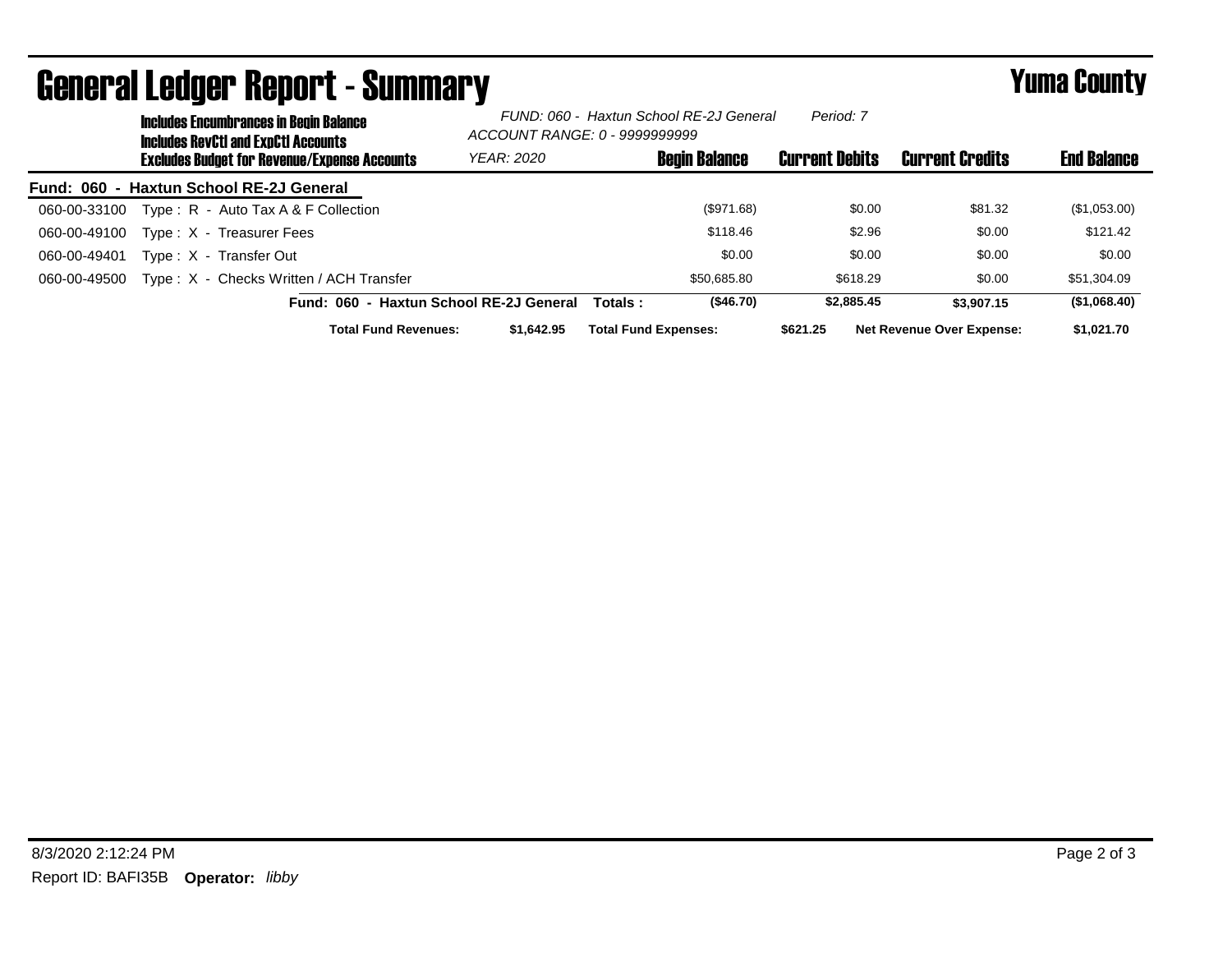# General Ledger Report - Summary

## Yuma County

**Includes Encumbrances in Begin Balance**
**Includes RevCtl and ExpCtl Accounts**
**Excludes Budget for Revenue/Expense Accounts**

*FUND: 060 - Haxtun School RE-2J General* *Period: 7*
*ACCOUNT RANGE: 0 - 9999999999*
*YEAR: 2020*

**Fund: 060 - Haxtun School RE-2J General**

| Account | Description | Begin Balance | Current Debits | Current Credits | End Balance |
|---|---|---|---|---|---|
| 060-00-33100 | Type : R - Auto Tax A & F Collection | ($971.68) | $0.00 | $81.32 | ($1,053.00) |
| 060-00-49100 | Type : X - Treasurer Fees | $118.46 | $2.96 | $0.00 | $121.42 |
| 060-00-49401 | Type : X - Transfer Out | $0.00 | $0.00 | $0.00 | $0.00 |
| 060-00-49500 | Type : X - Checks Written / ACH Transfer | $50,685.80 | $618.29 | $0.00 | $51,304.09 |
| | **Fund: 060 - Haxtun School RE-2J General Totals :** | **($46.70)** | **$2,885.45** | **$3,907.15** | **($1,068.40)** |

**Total Fund Revenues:** $1,642.95 **Total Fund Expenses:** $621.25 **Net Revenue Over Expense:** $1,021.70

8/3/2020 2:12:24 PM

Report ID: BAFI35B **Operator:** *libby*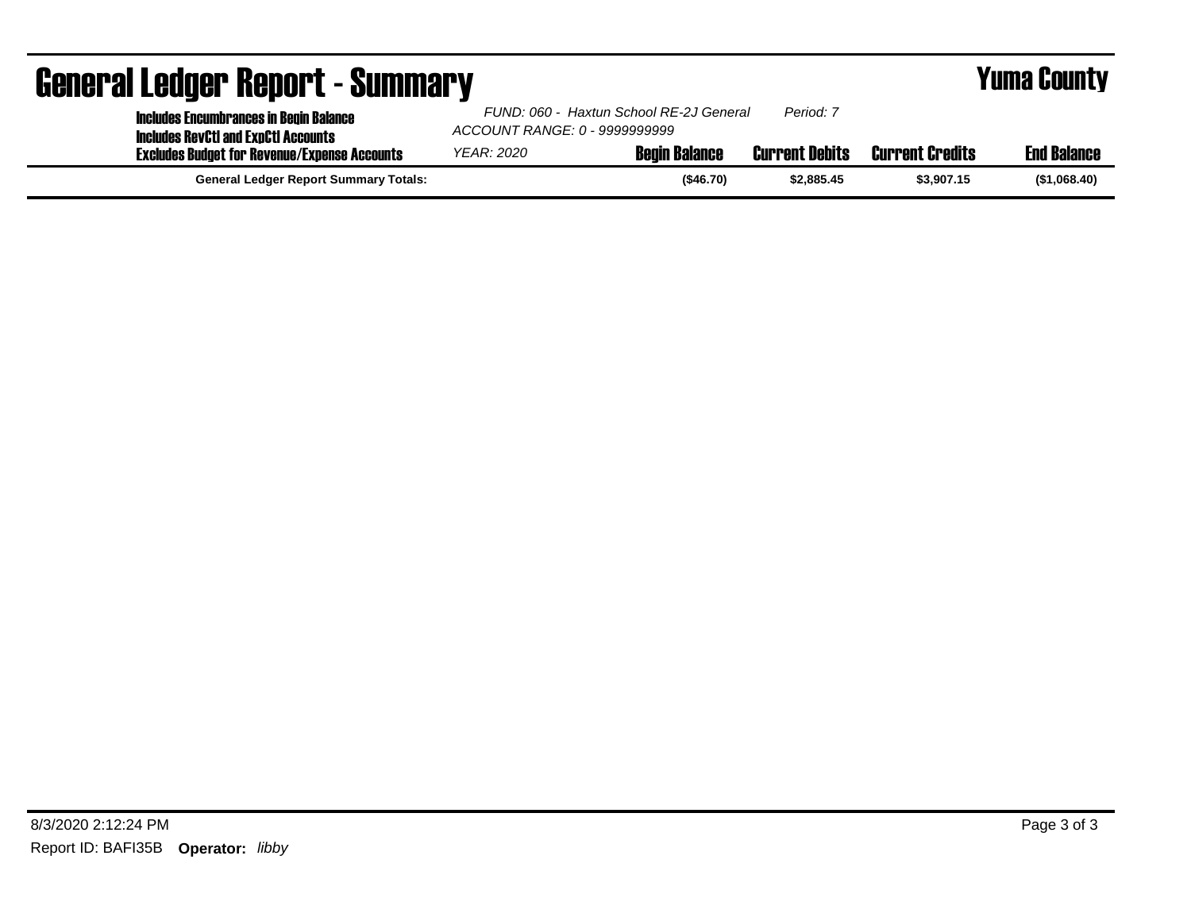# General Ledger Report - Summary

## Yuma County

**Includes Encumbrances in Begin Balance**
**Includes RevCtl and ExpCtl Accounts**
**Excludes Budget for Revenue/Expense Accounts**

*FUND: 060 - Haxtun School RE-2J General* *Period: 7*
*ACCOUNT RANGE: 0 - 9999999999*
*YEAR: 2020*

| | Begin Balance | Current Debits | Current Credits | End Balance |
|---|---|---|---|---|
| **General Ledger Report Summary Totals:** | **($46.70)** | **$2,885.45** | **$3,907.15** | **($1,068.40)** |

8/3/2020 2:12:24 PM

Report ID: BAFI35B **Operator:** *libby*